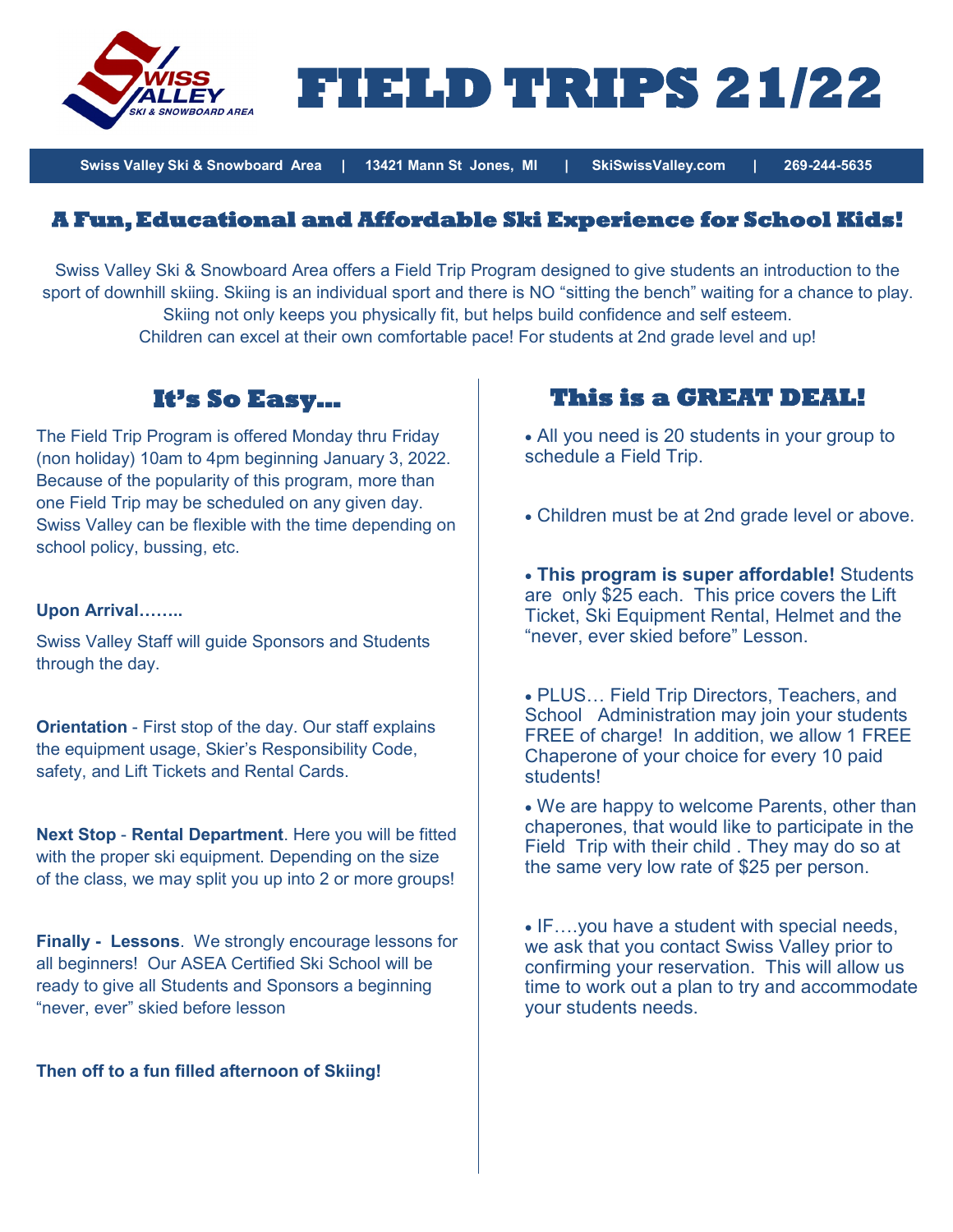# FIELD TRIPS 21/22

Swiss Valley Ski & Snowboard Area | 13421 Mann St Jones, MI | SkiSwissValley.com | 269-244-5635

## A Fun, Educational and Affordable Ski Experience for School Kids!

Swiss Valley Ski & Snowboard Area offers a Field Trip Program designed to give students an introduction to the sport of downhill skiing. Skiing is an individual sport and there is NO "sitting the bench" waiting for a chance to play. Skiing not only keeps you physically fit, but helps build confidence and self esteem. Children can excel at their own comfortable pace! For students at 2nd grade level and up!

## It's So Easy…

The Field Trip Program is offered Monday thru Friday (non holiday) 10am to 4pm beginning January 3, 2022. Because of the popularity of this program, more than one Field Trip may be scheduled on any given day. Swiss Valley can be flexible with the time depending on school policy, bussing, etc.

**Upon Arrival……..**

Swiss Valley Staff will guide Sponsors and Students through the day.

**Orientation** - First stop of the day. Our staff explains the equipment usage, Skier's Responsibility Code, safety, and Lift Tickets and Rental Cards.

**Next Stop** - **Rental Department**. Here you will be fitted with the proper ski equipment. Depending on the size of the class, we may split you up into 2 or more groups!

**Finally - Lessons**. We strongly encourage lessons for all beginners! Our ASEA Certified Ski School will be ready to give all Students and Sponsors a beginning "never, ever" skied before lesson

**Then off to a fun filled afternoon of Skiing!**

## This is a GREAT DEAL!

- All you need is 20 students in your group to schedule a Field Trip.
- Children must be at 2nd grade level or above.
- **This program is super affordable!** Students are only $25 each. This price covers the Lift Ticket, Ski Equipment Rental, Helmet and the "never, ever skied before" Lesson.
- PLUS… Field Trip Directors, Teachers, and School Administration may join your students FREE of charge! In addition, we allow 1 FREE Chaperone of your choice for every 10 paid students!
- We are happy to welcome Parents, other than chaperones, that would like to participate in the Field Trip with their child . They may do so at the same very low rate of $25 per person.
- IF….you have a student with special needs, we ask that you contact Swiss Valley prior to confirming your reservation. This will allow us time to work out a plan to try and accommodate your students needs.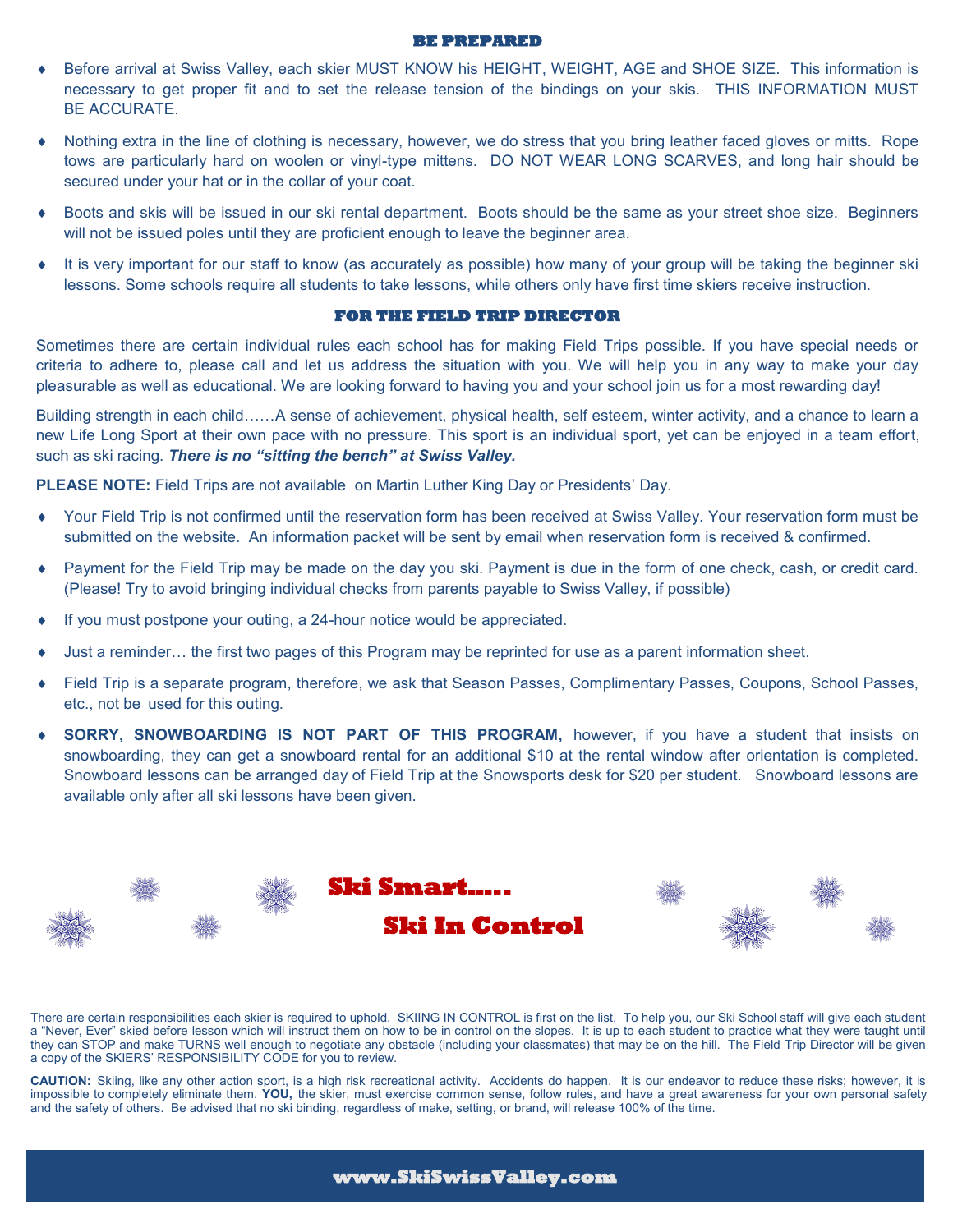## BE PREPARED

- Before arrival at Swiss Valley, each skier MUST KNOW his HEIGHT, WEIGHT, AGE and SHOE SIZE. This information is necessary to get proper fit and to set the release tension of the bindings on your skis. THIS INFORMATION MUST BE ACCURATE.
- Nothing extra in the line of clothing is necessary, however, we do stress that you bring leather faced gloves or mitts. Rope tows are particularly hard on woolen or vinyl-type mittens. DO NOT WEAR LONG SCARVES, and long hair should be secured under your hat or in the collar of your coat.
- Boots and skis will be issued in our ski rental department. Boots should be the same as your street shoe size. Beginners will not be issued poles until they are proficient enough to leave the beginner area.
- It is very important for our staff to know (as accurately as possible) how many of your group will be taking the beginner ski lessons. Some schools require all students to take lessons, while others only have first time skiers receive instruction.

## FOR THE FIELD TRIP DIRECTOR

Sometimes there are certain individual rules each school has for making Field Trips possible. If you have special needs or criteria to adhere to, please call and let us address the situation with you. We will help you in any way to make your day pleasurable as well as educational. We are looking forward to having you and your school join us for a most rewarding day!

Building strength in each child……A sense of achievement, physical health, self esteem, winter activity, and a chance to learn a new Life Long Sport at their own pace with no pressure. This sport is an individual sport, yet can be enjoyed in a team effort, such as ski racing. ***There is no "sitting the bench" at Swiss Valley.***

**PLEASE NOTE:** Field Trips are not available on Martin Luther King Day or Presidents' Day.

- Your Field Trip is not confirmed until the reservation form has been received at Swiss Valley. Your reservation form must be submitted on the website. An information packet will be sent by email when reservation form is received & confirmed.
- Payment for the Field Trip may be made on the day you ski. Payment is due in the form of one check, cash, or credit card. (Please! Try to avoid bringing individual checks from parents payable to Swiss Valley, if possible)
- If you must postpone your outing, a 24-hour notice would be appreciated.
- Just a reminder… the first two pages of this Program may be reprinted for use as a parent information sheet.
- Field Trip is a separate program, therefore, we ask that Season Passes, Complimentary Passes, Coupons, School Passes, etc., not be used for this outing.
- **SORRY, SNOWBOARDING IS NOT PART OF THIS PROGRAM,** however, if you have a student that insists on snowboarding, they can get a snowboard rental for an additional $10 at the rental window after orientation is completed. Snowboard lessons can be arranged day of Field Trip at the Snowsports desk for $20 per student. Snowboard lessons are available only after all ski lessons have been given.

## Ski Smart.....
## Ski In Control

There are certain responsibilities each skier is required to uphold. SKIING IN CONTROL is first on the list. To help you, our Ski School staff will give each student a "Never, Ever" skied before lesson which will instruct them on how to be in control on the slopes. It is up to each student to practice what they were taught until they can STOP and make TURNS well enough to negotiate any obstacle (including your classmates) that may be on the hill. The Field Trip Director will be given a copy of the SKIERS' RESPONSIBILITY CODE for you to review.

**CAUTION:** Skiing, like any other action sport, is a high risk recreational activity. Accidents do happen. It is our endeavor to reduce these risks; however, it is impossible to completely eliminate them. **YOU,** the skier, must exercise common sense, follow rules, and have a great awareness for your own personal safety and the safety of others. Be advised that no ski binding, regardless of make, setting, or brand, will release 100% of the time.

**www.SkiSwissValley.com**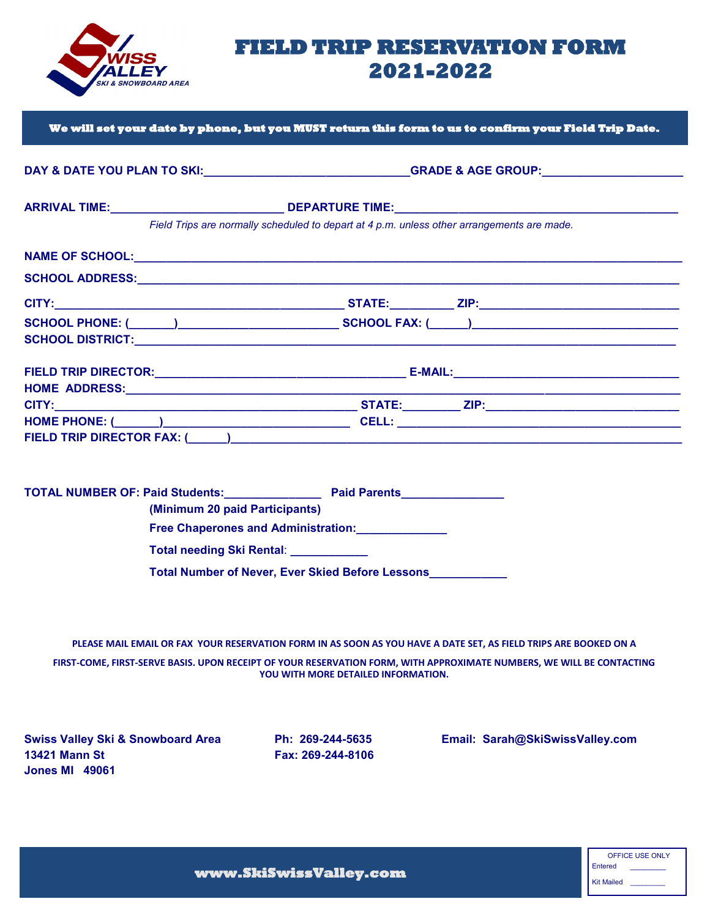# FIELD TRIP RESERVATION FORM 2021-2022

**We will set your date by phone, but you MUST return this form to us to confirm your Field Trip Date.**

**DAY & DATE YOU PLAN TO SKI:**_______________________________**GRADE & AGE GROUP:**____________________

**ARRIVAL TIME:**_________________________ **DEPARTURE TIME:**_________________________________________

*Field Trips are normally scheduled to depart at 4 p.m. unless other arrangements are made.*

**NAME OF SCHOOL:**_________________________________________________________________________________

**SCHOOL ADDRESS:**_________________________________________________________________________________

**CITY:**____________________________________________ **STATE:**_________ **ZIP:**_____________________________

**SCHOOL PHONE: (**______**)**_______________________ **SCHOOL FAX: (**_____**)**______________________________

**SCHOOL DISTRICT:**________________________________________________________________________________

**FIELD TRIP DIRECTOR:**_____________________________________ **E-MAIL:**_________________________________

**HOME ADDRESS:**___________________________________________________________________________________

**CITY:**______________________________________________ **STATE:**________ **ZIP:**____________________________

**HOME PHONE: (**______**)**___________________________ **CELL:** __________________________________________

**FIELD TRIP DIRECTOR FAX: (**_____**)**______________________________________________________________

**TOTAL NUMBER OF: Paid Students:**______________ **Paid Parents**_______________

**(Minimum 20 paid Participants)**

**Free Chaperones and Administration:**_____________

**Total needing Ski Rental**: ___________

**Total Number of Never, Ever Skied Before Lessons**___________

**PLEASE MAIL EMAIL OR FAX YOUR RESERVATION FORM IN AS SOON AS YOU HAVE A DATE SET, AS FIELD TRIPS ARE BOOKED ON A FIRST-COME, FIRST-SERVE BASIS. UPON RECEIPT OF YOUR RESERVATION FORM, WITH APPROXIMATE NUMBERS, WE WILL BE CONTACTING YOU WITH MORE DETAILED INFORMATION.**

**Swiss Valley Ski & Snowboard Area**
**13421 Mann St**
**Jones MI 49061**

**Ph: 269-244-5635**
**Fax: 269-244-8106**

**Email: Sarah@SkiSwissValley.com**

**www.SkiSwissValley.com**

OFFICE USE ONLY
Entered ________
Kit Mailed ________